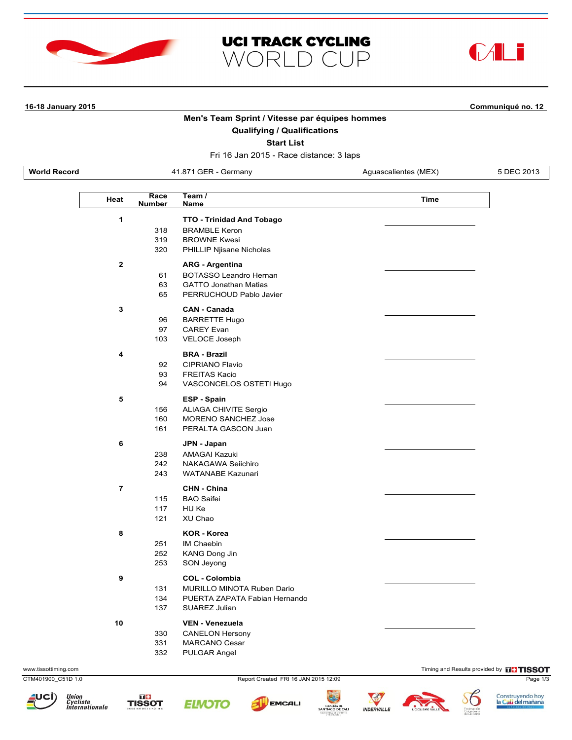# UCI TRACK CYCLING WORLD CUP

**16-18 January 2015** **Communiqué no. 12**

## Men's Team Sprint / Vitesse par équipes hommes

### Qualifying / Qualifications

### Start List

Fri 16 Jan 2015 - Race distance: 3 laps

| World Record | 41.871 GER - Germany | Aguascalientes (MEX) | 5 DEC 2013 |
|---|---|---|---|

| Heat | Race Number | Team / Name | Time |
|---|---|---|---|
| 1 | | **TTO - Trinidad And Tobago** | |
| | 318 | BRAMBLE Keron | |
| | 319 | BROWNE Kwesi | |
| | 320 | PHILLIP Njisane Nicholas | |
| 2 | | **ARG - Argentina** | |
| | 61 | BOTASSO Leandro Hernan | |
| | 63 | GATTO Jonathan Matias | |
| | 65 | PERRUCHOUD Pablo Javier | |
| 3 | | **CAN - Canada** | |
| | 96 | BARRETTE Hugo | |
| | 97 | CAREY Evan | |
| | 103 | VELOCE Joseph | |
| 4 | | **BRA - Brazil** | |
| | 92 | CIPRIANO Flavio | |
| | 93 | FREITAS Kacio | |
| | 94 | VASCONCELOS OSTETI Hugo | |
| 5 | | **ESP - Spain** | |
| | 156 | ALIAGA CHIVITE Sergio | |
| | 160 | MORENO SANCHEZ Jose | |
| | 161 | PERALTA GASCON Juan | |
| 6 | | **JPN - Japan** | |
| | 238 | AMAGAI Kazuki | |
| | 242 | NAKAGAWA Seiichiro | |
| | 243 | WATANABE Kazunari | |
| 7 | | **CHN - China** | |
| | 115 | BAO Saifei | |
| | 117 | HU Ke | |
| | 121 | XU Chao | |
| 8 | | **KOR - Korea** | |
| | 251 | IM Chaebin | |
| | 252 | KANG Dong Jin | |
| | 253 | SON Jeyong | |
| 9 | | **COL - Colombia** | |
| | 131 | MURILLO MINOTA Ruben Dario | |
| | 134 | PUERTA ZAPATA Fabian Hernando | |
| | 137 | SUAREZ Julian | |
| 10 | | **VEN - Venezuela** | |
| | 330 | CANELON Hersony | |
| | 331 | MARCANO Cesar | |
| | 332 | PULGAR Angel | |

www.tissottiming.com

Timing and Results provided by TISSOT

CTM401900_C51D 1.0

Report Created FRI 16 JAN 2015 12:09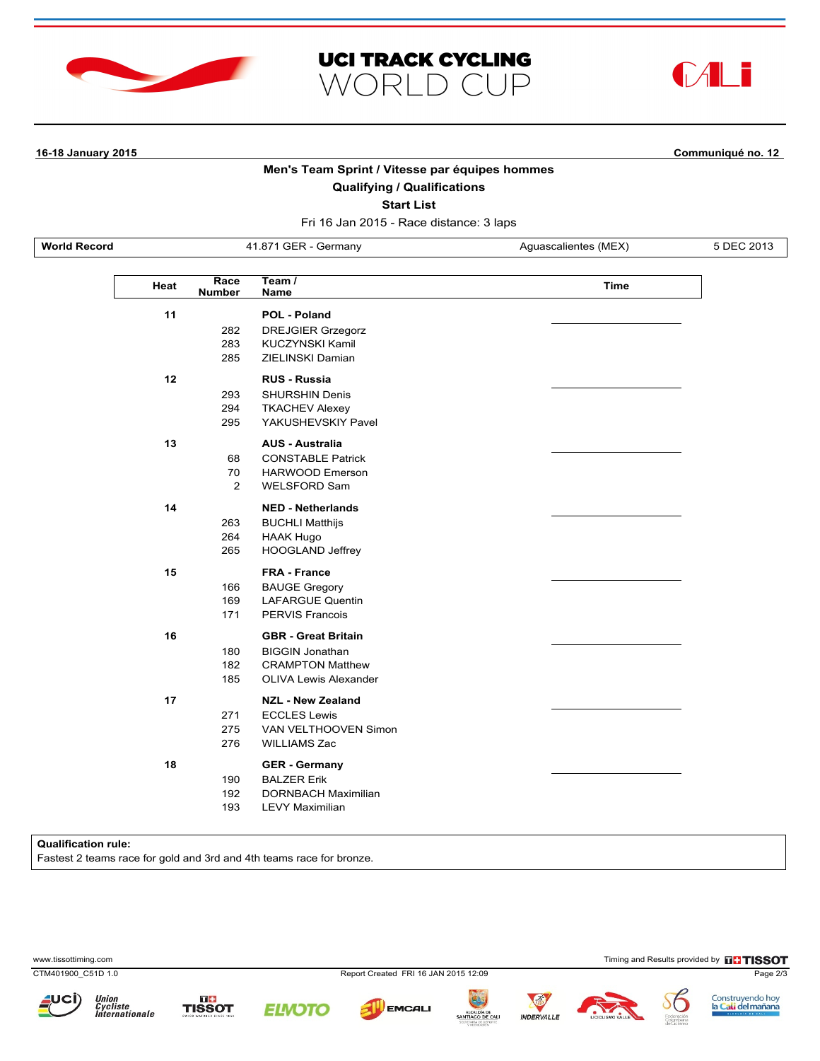# UCI TRACK CYCLING WORLD CUP

**16-18 January 2015** **Communiqué no. 12**

## Men's Team Sprint / Vitesse par équipes hommes

### Qualifying / Qualifications

### Start List

Fri 16 Jan 2015 - Race distance: 3 laps

| World Record | 41.871 GER - Germany | Aguascalientes (MEX) | 5 DEC 2013 |
|---|---|---|---|

| Heat | Race Number | Team / Name | Time |
|---|---|---|---|
| 11 | | **POL - Poland** | |
| | 282 | DREJGIER Grzegorz | |
| | 283 | KUCZYNSKI Kamil | |
| | 285 | ZIELINSKI Damian | |
| 12 | | **RUS - Russia** | |
| | 293 | SHURSHIN Denis | |
| | 294 | TKACHEV Alexey | |
| | 295 | YAKUSHEVSKIY Pavel | |
| 13 | | **AUS - Australia** | |
| | 68 | CONSTABLE Patrick | |
| | 70 | HARWOOD Emerson | |
| | 2 | WELSFORD Sam | |
| 14 | | **NED - Netherlands** | |
| | 263 | BUCHLI Matthijs | |
| | 264 | HAAK Hugo | |
| | 265 | HOOGLAND Jeffrey | |
| 15 | | **FRA - France** | |
| | 166 | BAUGE Gregory | |
| | 169 | LAFARGUE Quentin | |
| | 171 | PERVIS Francois | |
| 16 | | **GBR - Great Britain** | |
| | 180 | BIGGIN Jonathan | |
| | 182 | CRAMPTON Matthew | |
| | 185 | OLIVA Lewis Alexander | |
| 17 | | **NZL - New Zealand** | |
| | 271 | ECCLES Lewis | |
| | 275 | VAN VELTHOOVEN Simon | |
| | 276 | WILLIAMS Zac | |
| 18 | | **GER - Germany** | |
| | 190 | BALZER Erik | |
| | 192 | DORNBACH Maximilian | |
| | 193 | LEVY Maximilian | |

**Qualification rule:**
Fastest 2 teams race for gold and 3rd and 4th teams race for bronze.

www.tissottiming.com — Timing and Results provided by TISSOT

CTM401900_C51D 1.0 — Report Created FRI 16 JAN 2015 12:09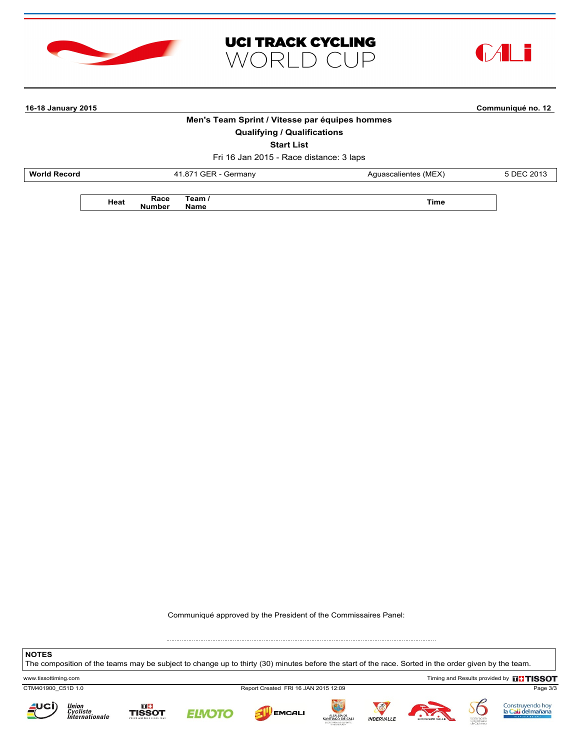# UCI TRACK CYCLING WORLD CUP

**16-18 January 2015** **Communiqué no. 12**

## Men's Team Sprint / Vitesse par équipes hommes

### Qualifying / Qualifications

### Start List

Fri 16 Jan 2015 - Race distance: 3 laps

| World Record | 41.871 GER - Germany | Aguascalientes (MEX) | 5 DEC 2013 |
|---|---|---|---|

| Heat | Race Number | Team / Name | Time |
|---|---|---|---|

Communiqué approved by the President of the Commissaires Panel:

**NOTES**

The composition of the teams may be subject to change up to thirty (30) minutes before the start of the race. Sorted in the order given by the team.

www.tissottiming.com

Timing and Results provided by TISSOT

CTM401900_C51D 1.0

Report Created FRI 16 JAN 2015 12:09